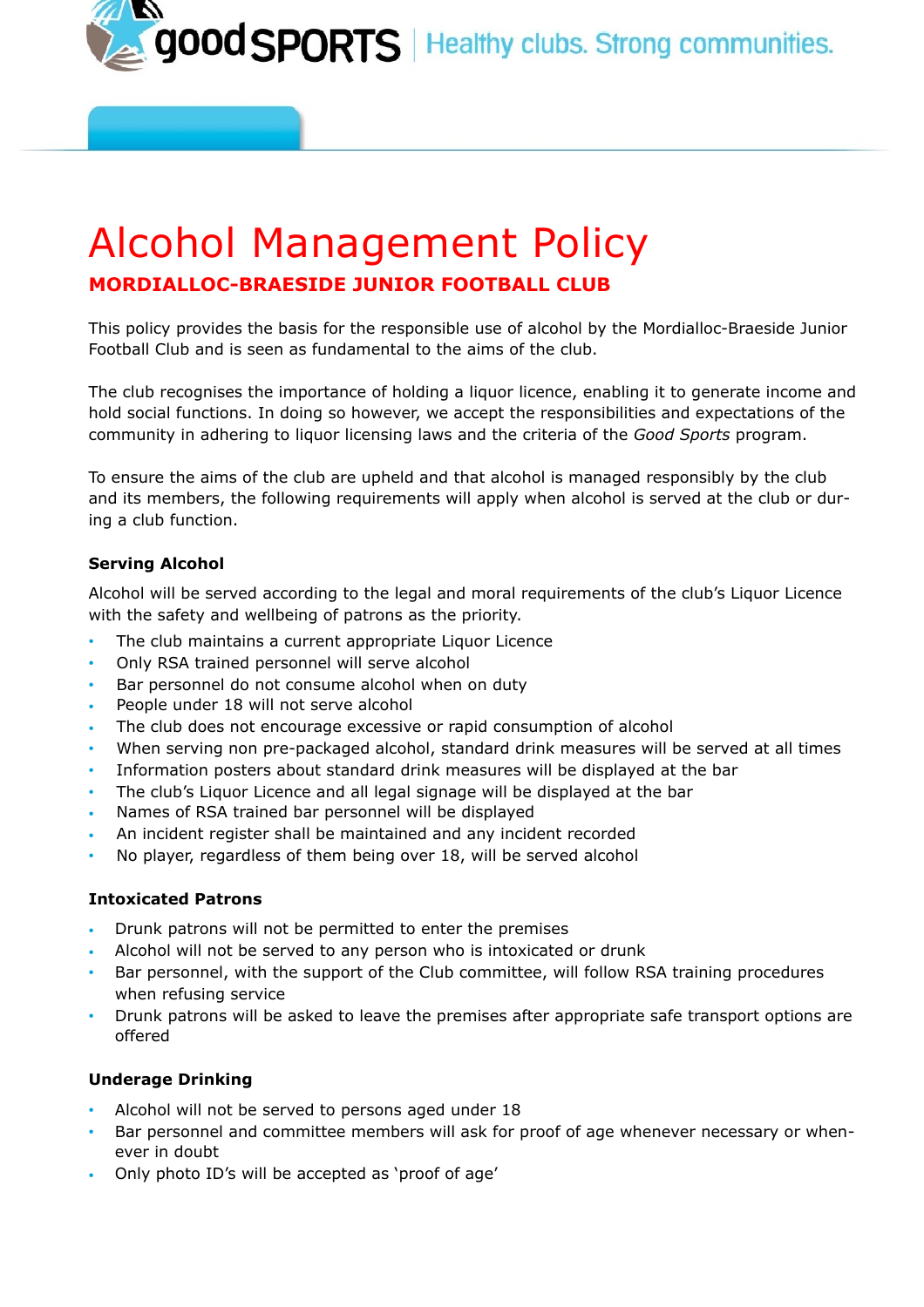# Alcohol Management Policy

## MORDIALLOC-BRAESIDE JUNIOR FOOTBALL CLUB

This policy provides the basis for the responsible use of alcohol by the Mordialloc-Braeside Junior Football Club and is seen as fundamental to the aims of the club.

The club recognises the importance of holding a liquor licence, enabling it to generate income and hold social functions. In doing so however, we accept the responsibilities and expectations of the community in adhering to liquor licensing laws and the criteria of the *Good Sports* program.

To ensure the aims of the club are upheld and that alcohol is managed responsibly by the club and its members, the following requirements will apply when alcohol is served at the club or during a club function.

### Serving Alcohol

Alcohol will be served according to the legal and moral requirements of the club's Liquor Licence with the safety and wellbeing of patrons as the priority.

- The club maintains a current appropriate Liquor Licence
- Only RSA trained personnel will serve alcohol
- Bar personnel do not consume alcohol when on duty
- People under 18 will not serve alcohol
- The club does not encourage excessive or rapid consumption of alcohol
- When serving non pre-packaged alcohol, standard drink measures will be served at all times
- Information posters about standard drink measures will be displayed at the bar
- The club's Liquor Licence and all legal signage will be displayed at the bar
- Names of RSA trained bar personnel will be displayed
- An incident register shall be maintained and any incident recorded
- No player, regardless of them being over 18, will be served alcohol

### Intoxicated Patrons

- Drunk patrons will not be permitted to enter the premises
- Alcohol will not be served to any person who is intoxicated or drunk
- Bar personnel, with the support of the Club committee, will follow RSA training procedures when refusing service
- Drunk patrons will be asked to leave the premises after appropriate safe transport options are offered

### Underage Drinking

- Alcohol will not be served to persons aged under 18
- Bar personnel and committee members will ask for proof of age whenever necessary or whenever in doubt
- Only photo ID's will be accepted as 'proof of age'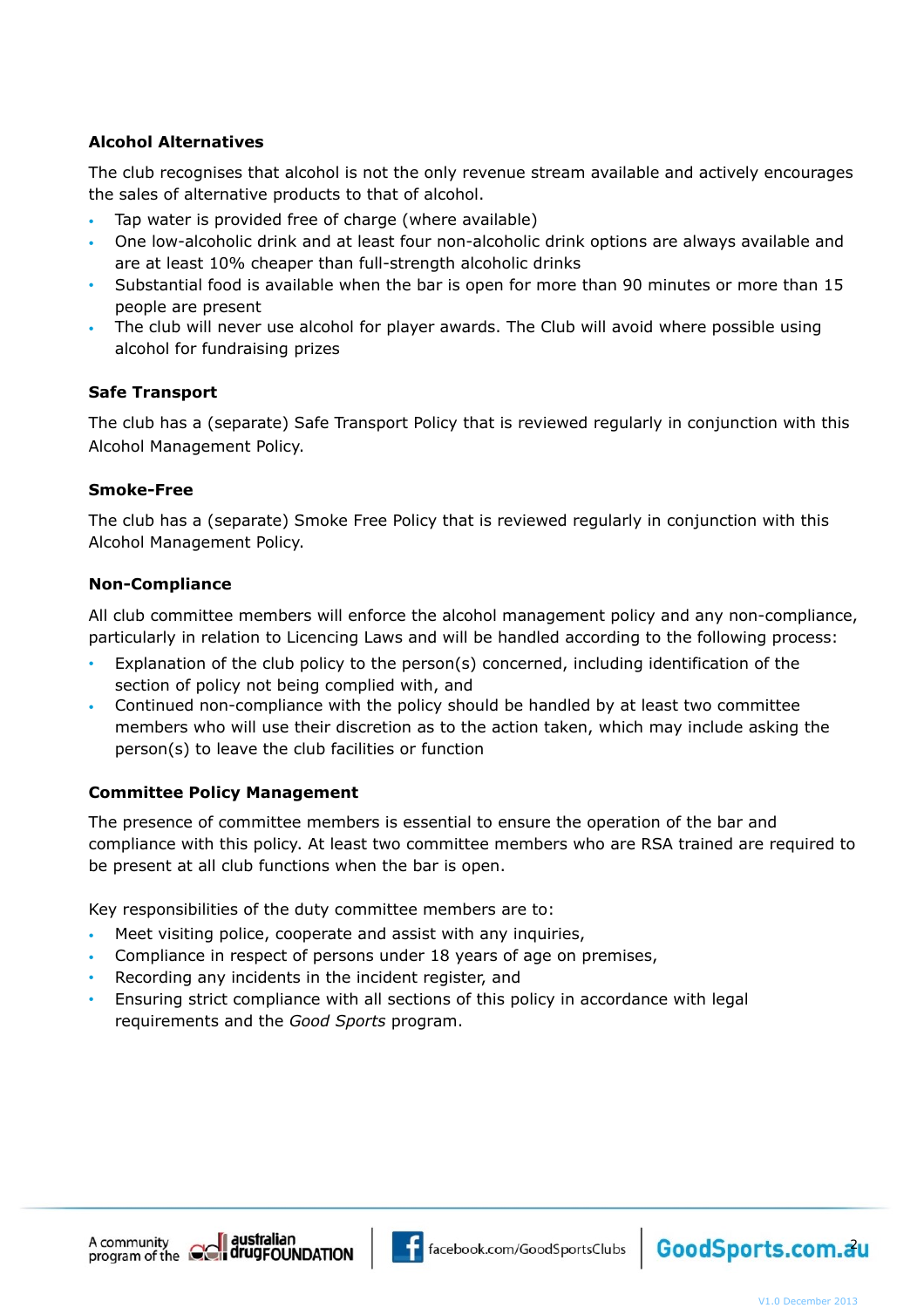### Alcohol Alternatives

The club recognises that alcohol is not the only revenue stream available and actively encourages the sales of alternative products to that of alcohol.

- Tap water is provided free of charge (where available)
- One low-alcoholic drink and at least four non-alcoholic drink options are always available and are at least 10% cheaper than full-strength alcoholic drinks
- Substantial food is available when the bar is open for more than 90 minutes or more than 15 people are present
- The club will never use alcohol for player awards. The Club will avoid where possible using alcohol for fundraising prizes

### Safe Transport

The club has a (separate) Safe Transport Policy that is reviewed regularly in conjunction with this Alcohol Management Policy.

### Smoke-Free

The club has a (separate) Smoke Free Policy that is reviewed regularly in conjunction with this Alcohol Management Policy.

### Non-Compliance

All club committee members will enforce the alcohol management policy and any non-compliance, particularly in relation to Licencing Laws and will be handled according to the following process:

- Explanation of the club policy to the person(s) concerned, including identification of the section of policy not being complied with, and
- Continued non-compliance with the policy should be handled by at least two committee members who will use their discretion as to the action taken, which may include asking the person(s) to leave the club facilities or function

### Committee Policy Management

The presence of committee members is essential to ensure the operation of the bar and compliance with this policy. At least two committee members who are RSA trained are required to be present at all club functions when the bar is open.

Key responsibilities of the duty committee members are to:

- Meet visiting police, cooperate and assist with any inquiries,
- Compliance in respect of persons under 18 years of age on premises,
- Recording any incidents in the incident register, and
- Ensuring strict compliance with all sections of this policy in accordance with legal requirements and the *Good Sports* program.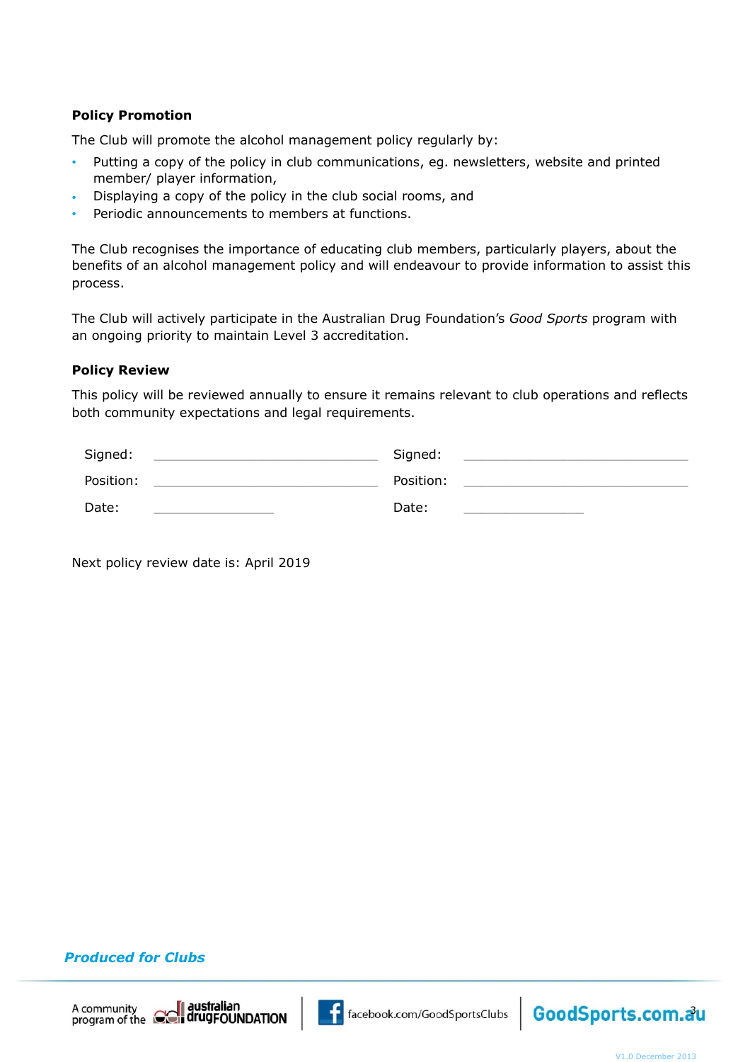**Policy Promotion**

The Club will promote the alcohol management policy regularly by:

- Putting a copy of the policy in club communications, eg. newsletters, website and printed member/ player information,
- Displaying a copy of the policy in the club social rooms, and
- Periodic announcements to members at functions.

The Club recognises the importance of educating club members, particularly players, about the benefits of an alcohol management policy and will endeavour to provide information to assist this process.

The Club will actively participate in the Australian Drug Foundation's *Good Sports* program with an ongoing priority to maintain Level 3 accreditation.

**Policy Review**

This policy will be reviewed annually to ensure it remains relevant to club operations and reflects both community expectations and legal requirements.

| | | | |
|---|---|---|---|
| Signed: | ______________________________ | Signed: | ______________________________ |
| Position: | ______________________________ | Position: | ______________________________ |
| Date: | ________________ | Date: | ________________ |

Next policy review date is: April 2019

***Produced for Clubs***

A community program of the australian drugFOUNDATION | facebook.com/GoodSportsClubs | GoodSports.com.au

V1.0 December 2013